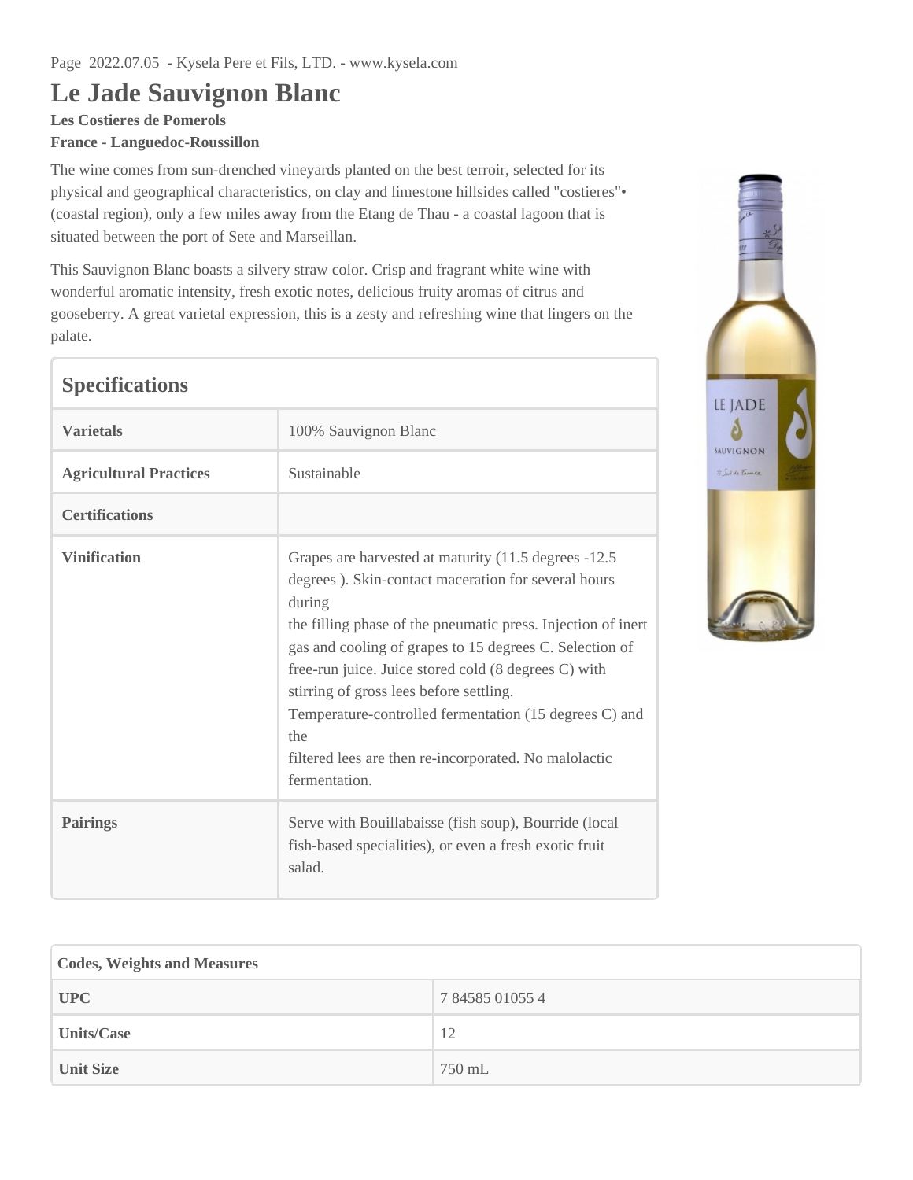# Le Jade Sauvignon Blanc

**Les Costieres de Pomerols**

**France - Languedoc-Roussillon**

The wine comes from sun-drenched vineyards planted on the best terroir, selected for its physical and geographical characteristics, on clay and limestone hillsides called "costieres"• (coastal region), only a few miles away from the Etang de Thau - a coastal lagoon that is situated between the port of Sete and Marseillan.

This Sauvignon Blanc boasts a silvery straw color. Crisp and fragrant white wine with wonderful aromatic intensity, fresh exotic notes, delicious fruity aromas of citrus and gooseberry. A great varietal expression, this is a zesty and refreshing wine that lingers on the palate.

## Specifications

| | |
|---|---|
| **Varietals** | 100% Sauvignon Blanc |
| **Agricultural Practices** | Sustainable |
| **Certifications** | |
| **Vinification** | Grapes are harvested at maturity (11.5 degrees -12.5 degrees ). Skin-contact maceration for several hours during the filling phase of the pneumatic press. Injection of inert gas and cooling of grapes to 15 degrees C. Selection of free-run juice. Juice stored cold (8 degrees C) with stirring of gross lees before settling. Temperature-controlled fermentation (15 degrees C) and the filtered lees are then re-incorporated. No malolactic fermentation. |
| **Pairings** | Serve with Bouillabaisse (fish soup), Bourride (local fish-based specialities), or even a fresh exotic fruit salad. |

| Codes, Weights and Measures | |
|---|---|
| **UPC** | 7 84585 01055 4 |
| **Units/Case** | 12 |
| **Unit Size** | 750 mL |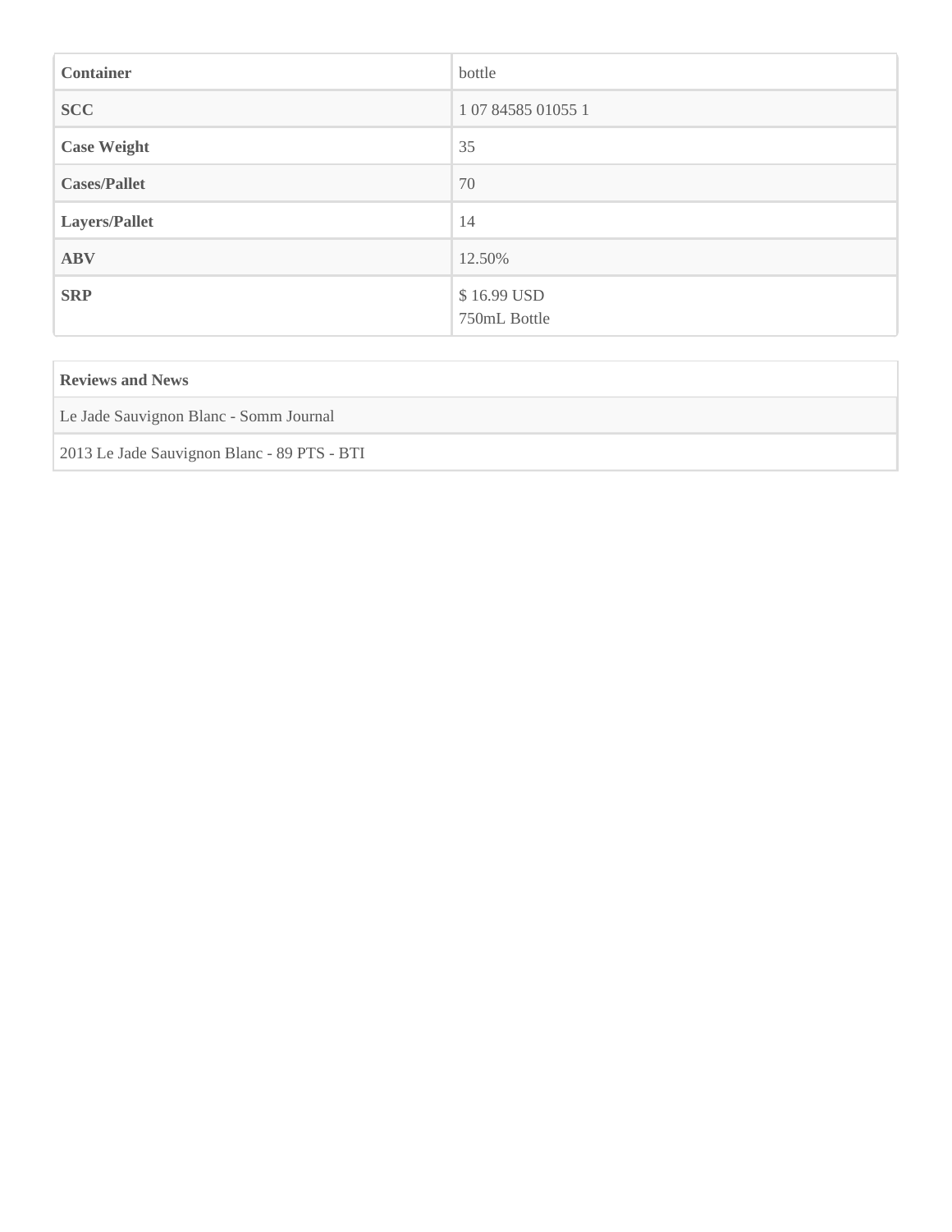| | |
|---|---|
| **Container** | bottle |
| **SCC** | 1 07 84585 01055 1 |
| **Case Weight** | 35 |
| **Cases/Pallet** | 70 |
| **Layers/Pallet** | 14 |
| **ABV** | 12.50% |
| **SRP** | $ 16.99 USD<br>750mL Bottle |

| **Reviews and News** |
|---|
| Le Jade Sauvignon Blanc - Somm Journal |
| 2013 Le Jade Sauvignon Blanc - 89 PTS - BTI |